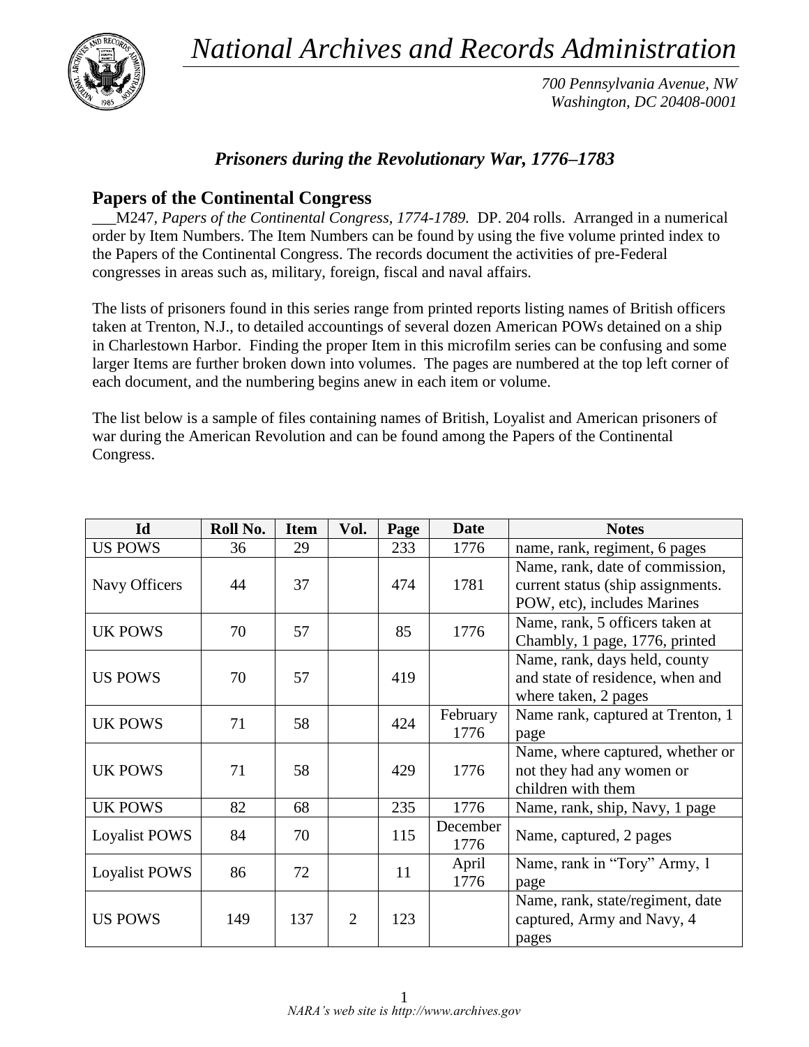# *National Archives and Records Administration*

*700 Pennsylvania Avenue, NW*
*Washington, DC 20408-0001*

## *Prisoners during the Revolutionary War, 1776–1783*

### Papers of the Continental Congress

___M247, *Papers of the Continental Congress, 1774-1789.* DP. 204 rolls. Arranged in a numerical order by Item Numbers. The Item Numbers can be found by using the five volume printed index to the Papers of the Continental Congress. The records document the activities of pre-Federal congresses in areas such as, military, foreign, fiscal and naval affairs.

The lists of prisoners found in this series range from printed reports listing names of British officers taken at Trenton, N.J., to detailed accountings of several dozen American POWs detained on a ship in Charlestown Harbor. Finding the proper Item in this microfilm series can be confusing and some larger Items are further broken down into volumes. The pages are numbered at the top left corner of each document, and the numbering begins anew in each item or volume.

The list below is a sample of files containing names of British, Loyalist and American prisoners of war during the American Revolution and can be found among the Papers of the Continental Congress.

| Id | Roll No. | Item | Vol. | Page | Date | Notes |
|---|---|---|---|---|---|---|
| US POWS | 36 | 29 | | 233 | 1776 | name, rank, regiment, 6 pages |
| Navy Officers | 44 | 37 | | 474 | 1781 | Name, rank, date of commission, current status (ship assignments. POW, etc), includes Marines |
| UK POWS | 70 | 57 | | 85 | 1776 | Name, rank, 5 officers taken at Chambly, 1 page, 1776, printed |
| US POWS | 70 | 57 | | 419 | | Name, rank, days held, county and state of residence, when and where taken, 2 pages |
| UK POWS | 71 | 58 | | 424 | February 1776 | Name rank, captured at Trenton, 1 page |
| UK POWS | 71 | 58 | | 429 | 1776 | Name, where captured, whether or not they had any women or children with them |
| UK POWS | 82 | 68 | | 235 | 1776 | Name, rank, ship, Navy, 1 page |
| Loyalist POWS | 84 | 70 | | 115 | December 1776 | Name, captured, 2 pages |
| Loyalist POWS | 86 | 72 | | 11 | April 1776 | Name, rank in "Tory" Army, 1 page |
| US POWS | 149 | 137 | 2 | 123 | | Name, rank, state/regiment, date captured, Army and Navy, 4 pages |

*NARA's web site is http://www.archives.gov*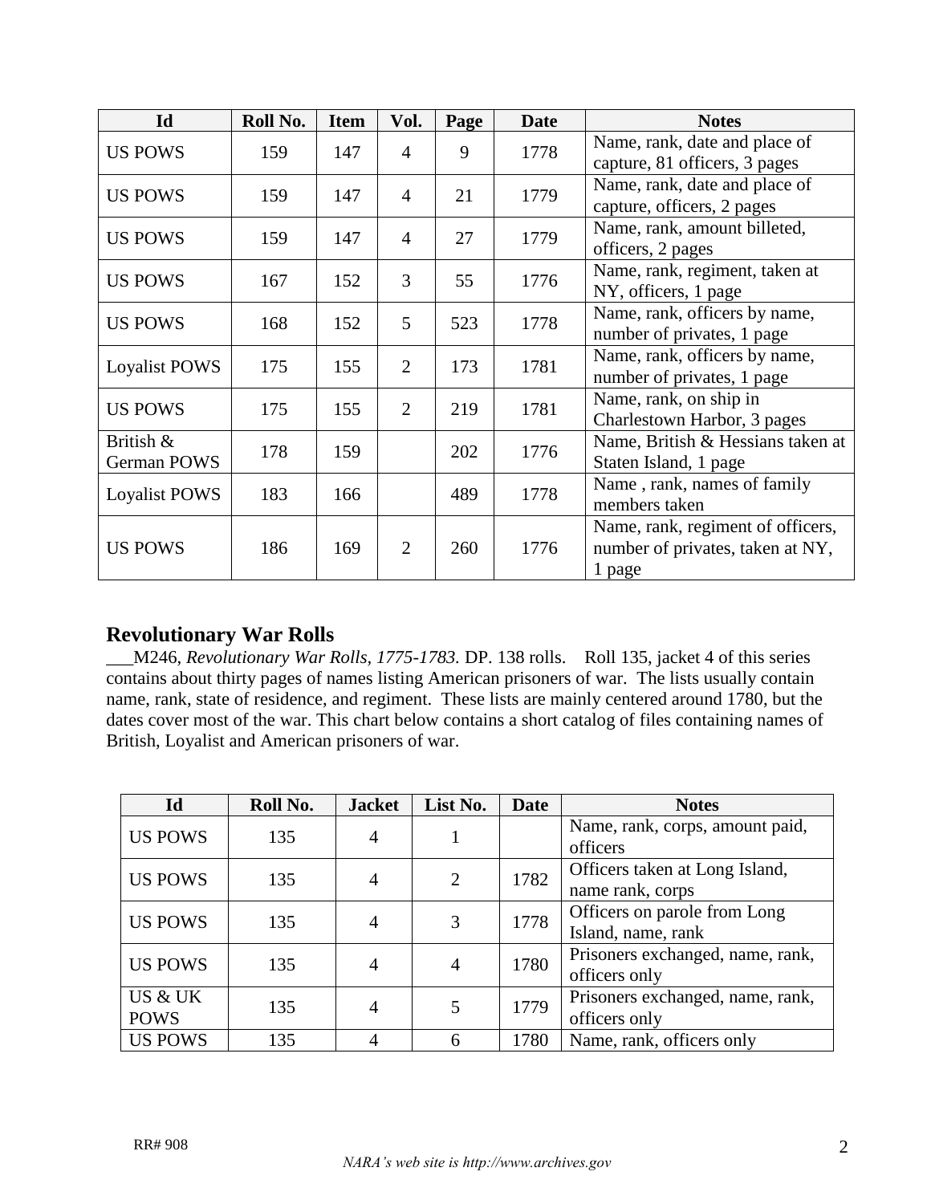| Id | Roll No. | Item | Vol. | Page | Date | Notes |
|---|---|---|---|---|---|---|
| US POWS | 159 | 147 | 4 | 9 | 1778 | Name, rank, date and place of capture, 81 officers, 3 pages |
| US POWS | 159 | 147 | 4 | 21 | 1779 | Name, rank, date and place of capture, officers, 2 pages |
| US POWS | 159 | 147 | 4 | 27 | 1779 | Name, rank, amount billeted, officers, 2 pages |
| US POWS | 167 | 152 | 3 | 55 | 1776 | Name, rank, regiment, taken at NY, officers, 1 page |
| US POWS | 168 | 152 | 5 | 523 | 1778 | Name, rank, officers by name, number of privates, 1 page |
| Loyalist POWS | 175 | 155 | 2 | 173 | 1781 | Name, rank, officers by name, number of privates, 1 page |
| US POWS | 175 | 155 | 2 | 219 | 1781 | Name, rank, on ship in Charlestown Harbor, 3 pages |
| British & German POWS | 178 | 159 | | 202 | 1776 | Name, British & Hessians taken at Staten Island, 1 page |
| Loyalist POWS | 183 | 166 | | 489 | 1778 | Name , rank, names of family members taken |
| US POWS | 186 | 169 | 2 | 260 | 1776 | Name, rank, regiment of officers, number of privates, taken at NY, 1 page |

## Revolutionary War Rolls

___M246, *Revolutionary War Rolls, 1775-1783.* DP. 138 rolls. Roll 135, jacket 4 of this series contains about thirty pages of names listing American prisoners of war. The lists usually contain name, rank, state of residence, and regiment. These lists are mainly centered around 1780, but the dates cover most of the war. This chart below contains a short catalog of files containing names of British, Loyalist and American prisoners of war.

| Id | Roll No. | Jacket | List No. | Date | Notes |
|---|---|---|---|---|---|
| US POWS | 135 | 4 | 1 | | Name, rank, corps, amount paid, officers |
| US POWS | 135 | 4 | 2 | 1782 | Officers taken at Long Island, name rank, corps |
| US POWS | 135 | 4 | 3 | 1778 | Officers on parole from Long Island, name, rank |
| US POWS | 135 | 4 | 4 | 1780 | Prisoners exchanged, name, rank, officers only |
| US & UK POWS | 135 | 4 | 5 | 1779 | Prisoners exchanged, name, rank, officers only |
| US POWS | 135 | 4 | 6 | 1780 | Name, rank, officers only |

RR# 908

*NARA's web site is http://www.archives.gov*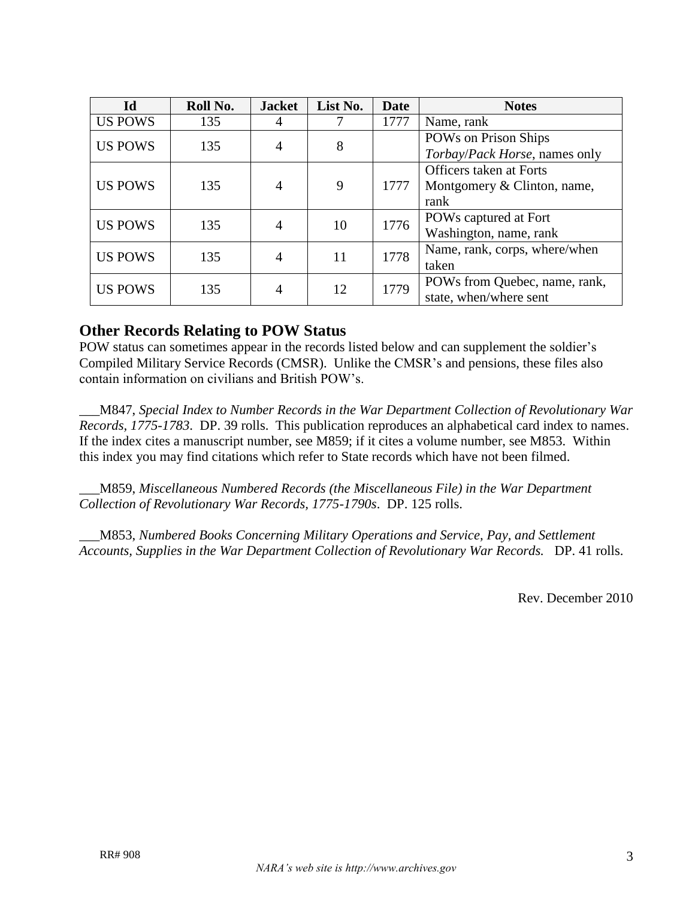| Id | Roll No. | Jacket | List No. | Date | Notes |
|---|---|---|---|---|---|
| US POWS | 135 | 4 | 7 | 1777 | Name, rank |
| US POWS | 135 | 4 | 8 | | POWs on Prison Ships *Torbay*/*Pack Horse*, names only |
| US POWS | 135 | 4 | 9 | 1777 | Officers taken at Forts Montgomery & Clinton, name, rank |
| US POWS | 135 | 4 | 10 | 1776 | POWs captured at Fort Washington, name, rank |
| US POWS | 135 | 4 | 11 | 1778 | Name, rank, corps, where/when taken |
| US POWS | 135 | 4 | 12 | 1779 | POWs from Quebec, name, rank, state, when/where sent |

## Other Records Relating to POW Status

POW status can sometimes appear in the records listed below and can supplement the soldier's Compiled Military Service Records (CMSR). Unlike the CMSR's and pensions, these files also contain information on civilians and British POW's.

___M847, *Special Index to Number Records in the War Department Collection of Revolutionary War Records, 1775-1783*. DP. 39 rolls. This publication reproduces an alphabetical card index to names. If the index cites a manuscript number, see M859; if it cites a volume number, see M853. Within this index you may find citations which refer to State records which have not been filmed.

___M859, *Miscellaneous Numbered Records (the Miscellaneous File) in the War Department Collection of Revolutionary War Records, 1775-1790s*. DP. 125 rolls.

___M853, *Numbered Books Concerning Military Operations and Service, Pay, and Settlement Accounts, Supplies in the War Department Collection of Revolutionary War Records.* DP. 41 rolls.

Rev. December 2010